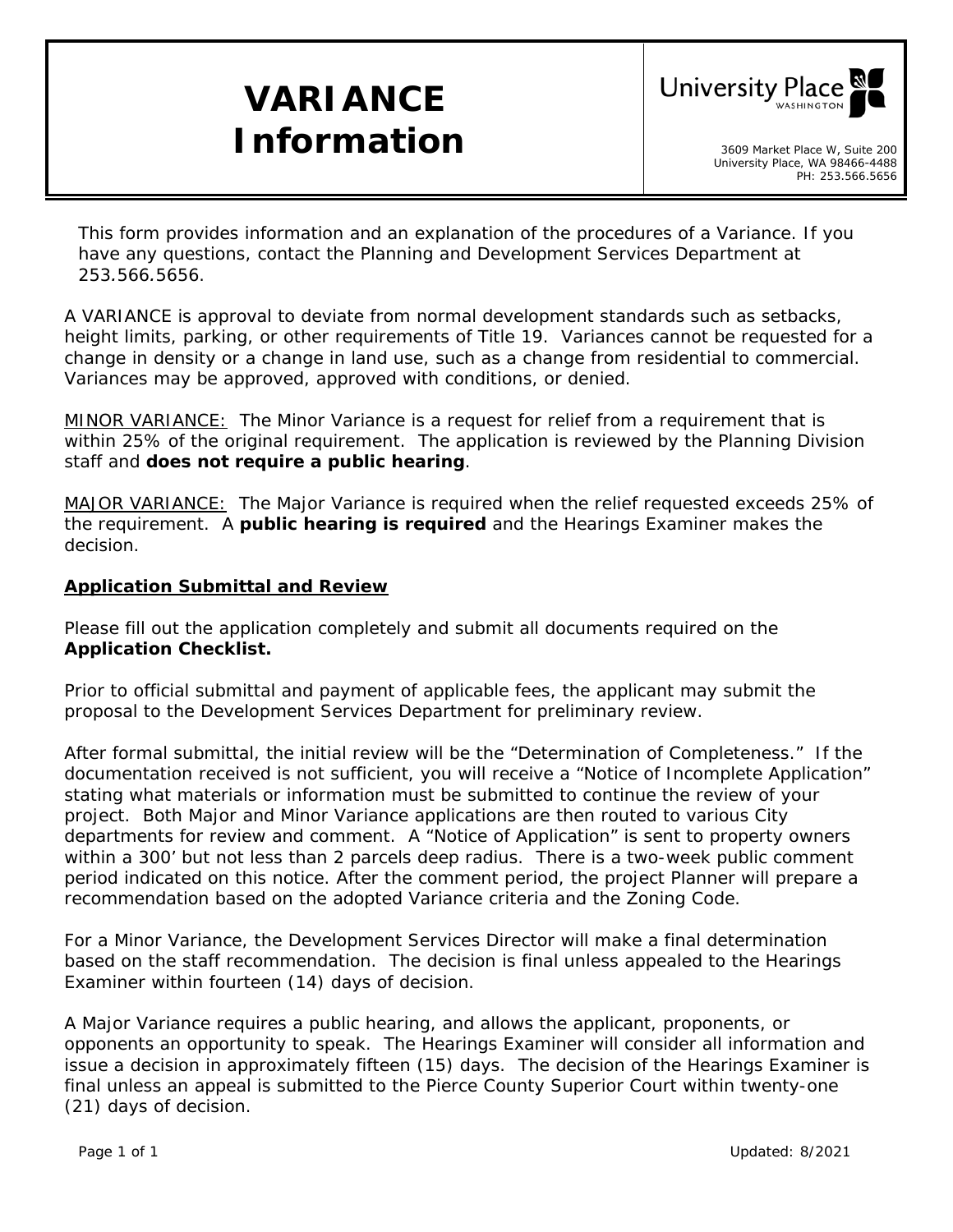# VARIANCE Information

University Place WASHINGTON

3609 Market Place W, Suite 200
University Place, WA 98466-4488
PH: 253.566.5656

This form provides information and an explanation of the procedures of a Variance. If you have any questions, contact the Planning and Development Services Department at 253.566.5656.

A VARIANCE is approval to deviate from normal development standards such as setbacks, height limits, parking, or other requirements of Title 19. Variances cannot be requested for a change in density or a change in land use, such as a change from residential to commercial. Variances may be approved, approved with conditions, or denied.

MINOR VARIANCE: The Minor Variance is a request for relief from a requirement that is within 25% of the original requirement. The application is reviewed by the Planning Division staff and **does not require a public hearing**.

MAJOR VARIANCE: The Major Variance is required when the relief requested exceeds 25% of the requirement. A **public hearing is required** and the Hearings Examiner makes the decision.

## Application Submittal and Review

Please fill out the application completely and submit all documents required on the **Application Checklist.**

Prior to official submittal and payment of applicable fees, the applicant may submit the proposal to the Development Services Department for preliminary review.

After formal submittal, the initial review will be the "Determination of Completeness." If the documentation received is not sufficient, you will receive a "Notice of Incomplete Application" stating what materials or information must be submitted to continue the review of your project. Both Major and Minor Variance applications are then routed to various City departments for review and comment. A "Notice of Application" is sent to property owners within a 300' but not less than 2 parcels deep radius. There is a two-week public comment period indicated on this notice. After the comment period, the project Planner will prepare a recommendation based on the adopted Variance criteria and the Zoning Code.

For a Minor Variance, the Development Services Director will make a final determination based on the staff recommendation. The decision is final unless appealed to the Hearings Examiner within fourteen (14) days of decision.

A Major Variance requires a public hearing, and allows the applicant, proponents, or opponents an opportunity to speak. The Hearings Examiner will consider all information and issue a decision in approximately fifteen (15) days. The decision of the Hearings Examiner is final unless an appeal is submitted to the Pierce County Superior Court within twenty-one (21) days of decision.

Updated: 8/2021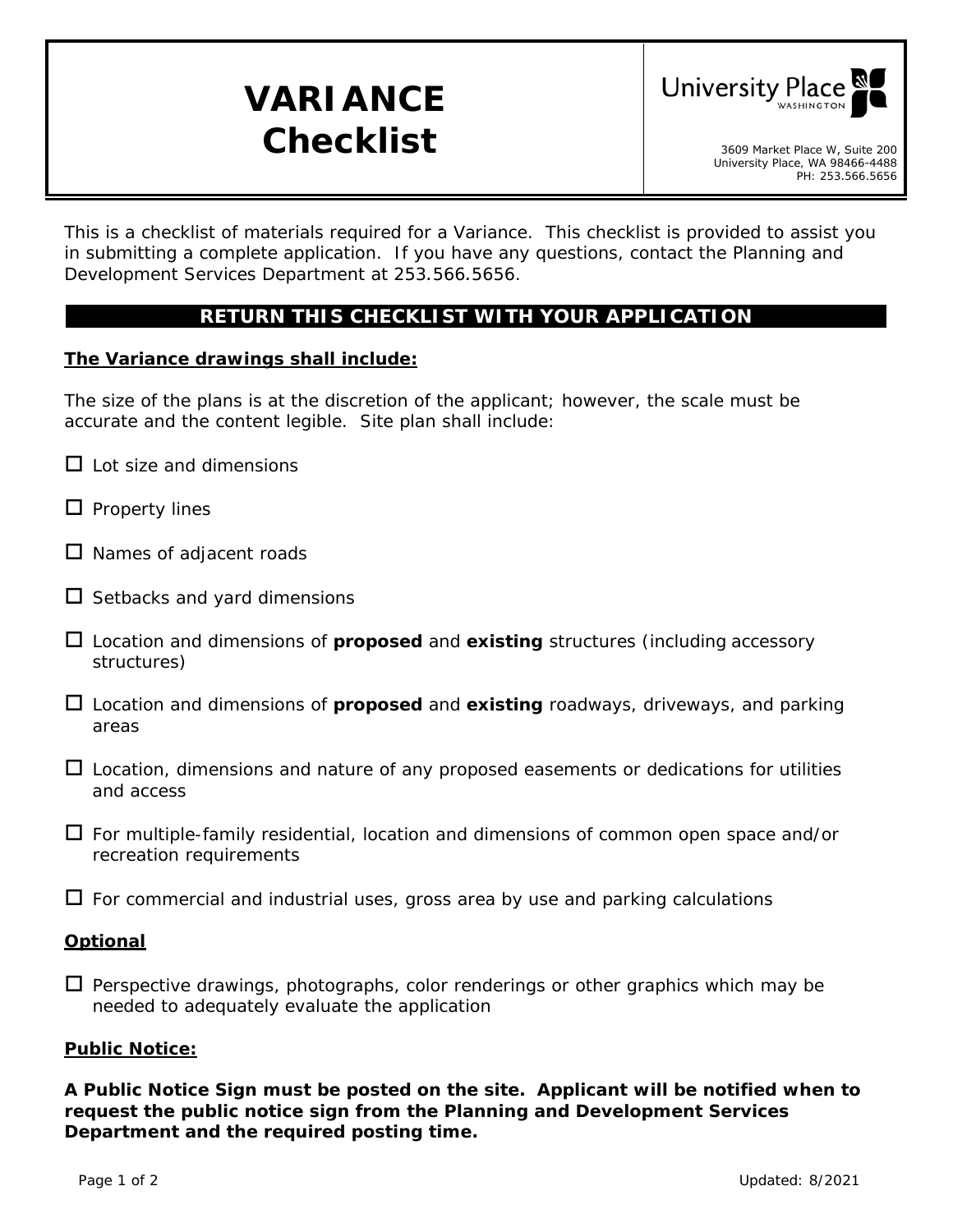# VARIANCE Checklist

University Place WASHINGTON

3609 Market Place W, Suite 200
University Place, WA 98466-4488
PH: 253.566.5656

This is a checklist of materials required for a Variance. This checklist is provided to assist you in submitting a complete application. If you have any questions, contact the Planning and Development Services Department at 253.566.5656.

**RETURN THIS CHECKLIST WITH YOUR APPLICATION**

**The Variance drawings shall include:**

The size of the plans is at the discretion of the applicant; however, the scale must be accurate and the content legible. Site plan shall include:

- ☐ Lot size and dimensions
- ☐ Property lines
- ☐ Names of adjacent roads
- ☐ Setbacks and yard dimensions
- ☐ Location and dimensions of **proposed** and **existing** structures (including accessory structures)
- ☐ Location and dimensions of **proposed** and **existing** roadways, driveways, and parking areas
- ☐ Location, dimensions and nature of any proposed easements or dedications for utilities and access
- ☐ For multiple-family residential, location and dimensions of common open space and/or recreation requirements
- ☐ For commercial and industrial uses, gross area by use and parking calculations

**Optional**

- ☐ Perspective drawings, photographs, color renderings or other graphics which may be needed to adequately evaluate the application

**Public Notice:**

**A Public Notice Sign must be posted on the site. Applicant will be notified when to request the public notice sign from the Planning and Development Services Department and the required posting time.**

Updated: 8/2021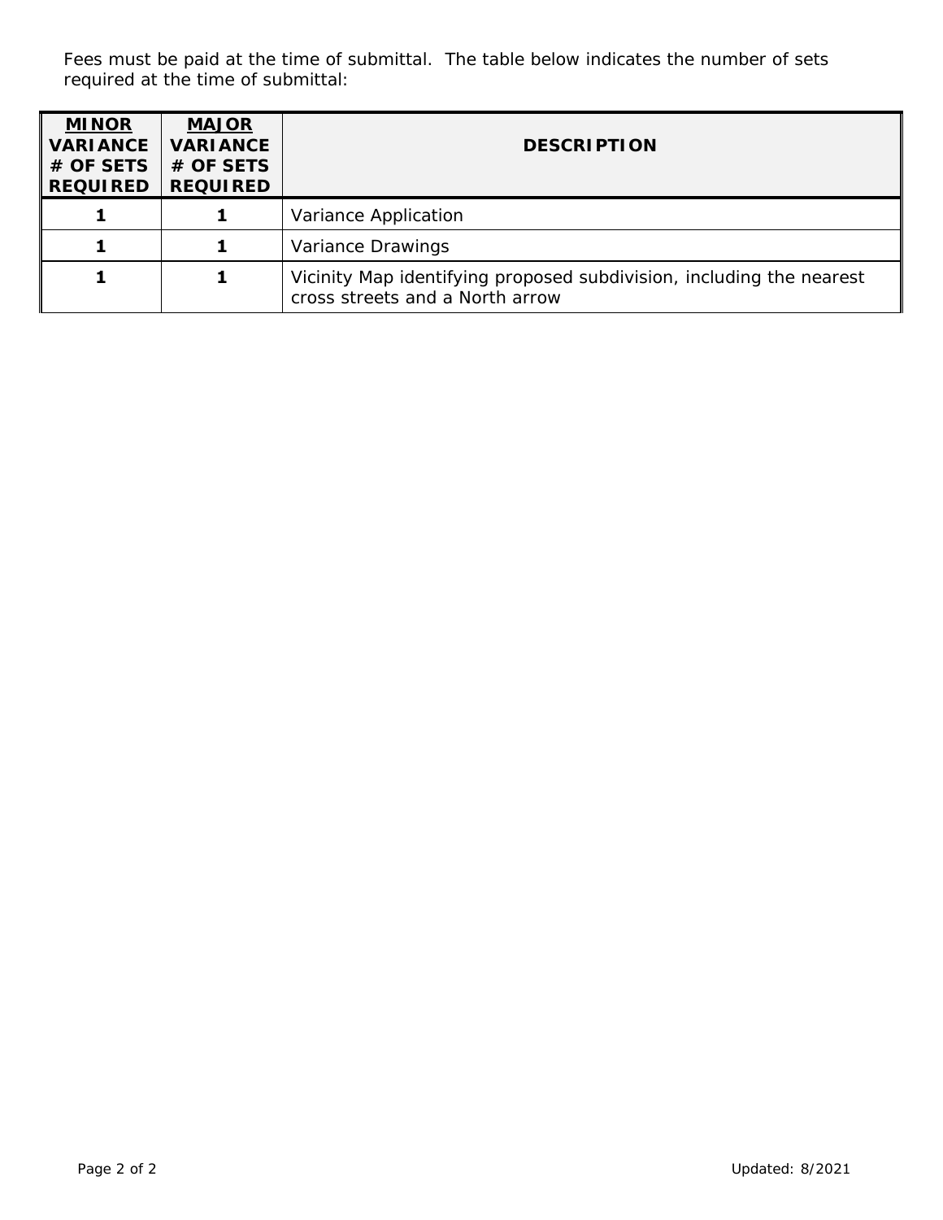Fees must be paid at the time of submittal. The table below indicates the number of sets required at the time of submittal:

| **MINOR VARIANCE # OF SETS REQUIRED** | **MAJOR VARIANCE # OF SETS REQUIRED** | **DESCRIPTION** |
|---|---|---|
| **1** | **1** | Variance Application |
| **1** | **1** | Variance Drawings |
| **1** | **1** | Vicinity Map identifying proposed subdivision, including the nearest cross streets and a North arrow |

Updated: 8/2021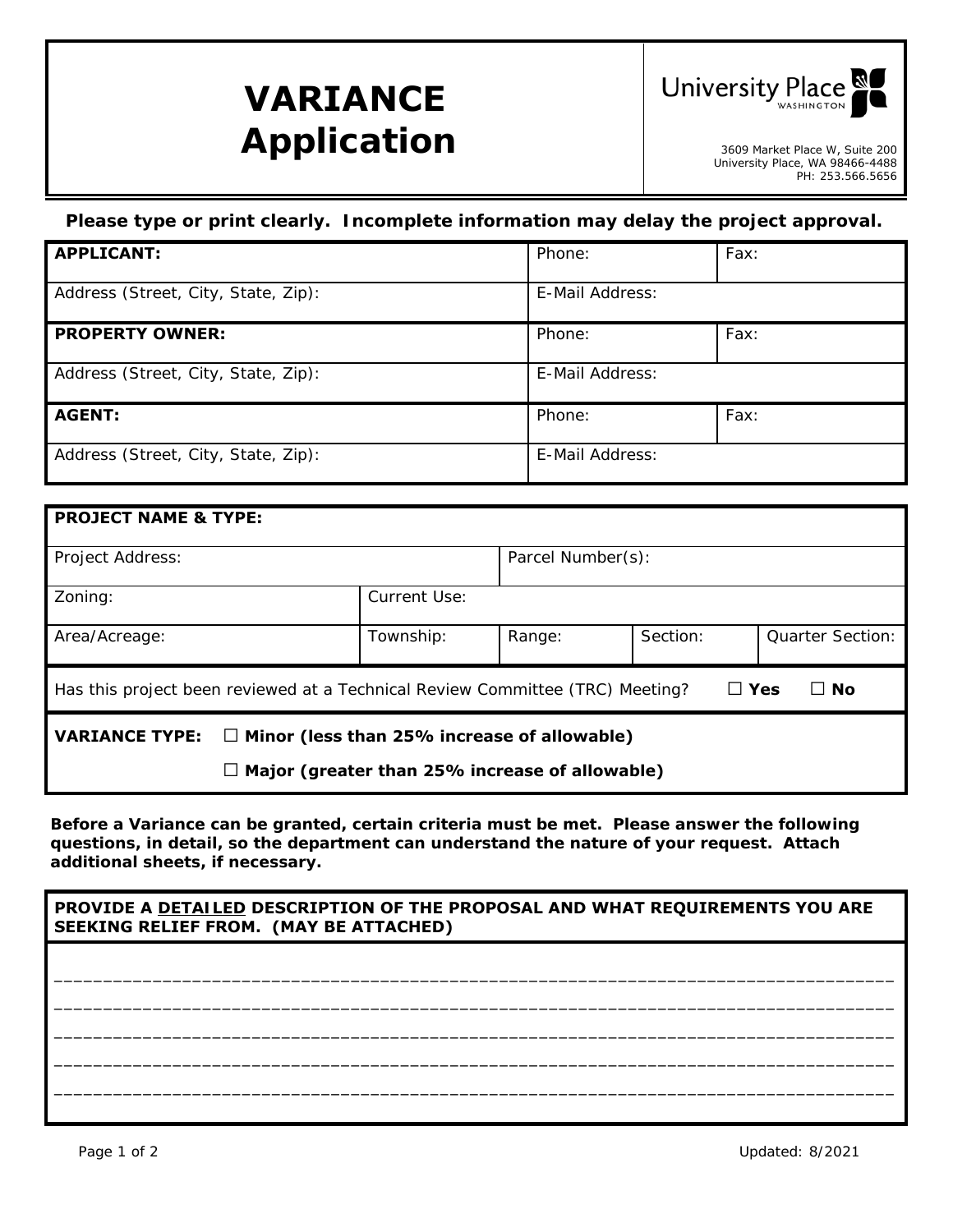# VARIANCE Application

University Place WASHINGTON

3609 Market Place W, Suite 200
University Place, WA 98466-4488
PH: 253.566.5656

**Please type or print clearly. Incomplete information may delay the project approval.**

| **APPLICANT:** | Phone: | Fax: |
|---|---|---|
| Address (Street, City, State, Zip): | E-Mail Address: | |
| **PROPERTY OWNER:** | Phone: | Fax: |
| Address (Street, City, State, Zip): | E-Mail Address: | |
| **AGENT:** | Phone: | Fax: |
| Address (Street, City, State, Zip): | E-Mail Address: | |

| **PROJECT NAME & TYPE:** | | | | |
|---|---|---|---|---|
| Project Address: | | Parcel Number(s): | | |
| Zoning: | Current Use: | | | |
| Area/Acreage: | Township: | Range: | Section: | Quarter Section: |

Has this project been reviewed at a Technical Review Committee (TRC) Meeting? ☐ **Yes** ☐ **No**

**VARIANCE TYPE:** ☐ **Minor (less than 25% increase of allowable)**

☐ **Major (greater than 25% increase of allowable)**

**Before a Variance can be granted, certain criteria must be met. Please answer the following questions, in detail, so the department can understand the nature of your request. Attach additional sheets, if necessary.**

**PROVIDE A DETAILED DESCRIPTION OF THE PROPOSAL AND WHAT REQUIREMENTS YOU ARE SEEKING RELIEF FROM. (MAY BE ATTACHED)**

_______________________________________________________________________________________

_______________________________________________________________________________________

_______________________________________________________________________________________

_______________________________________________________________________________________

_______________________________________________________________________________________

Updated: 8/2021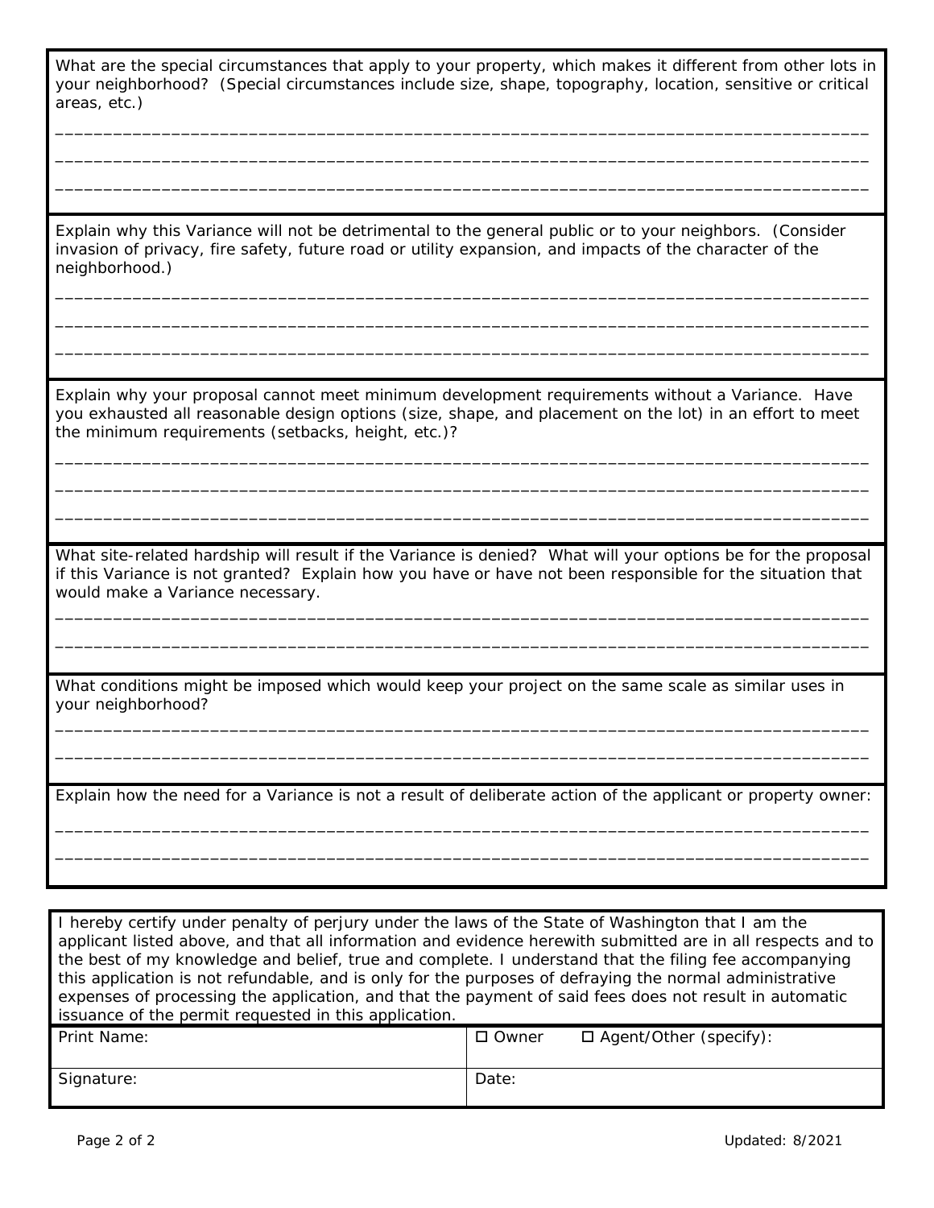What are the special circumstances that apply to your property, which makes it different from other lots in your neighborhood? (Special circumstances include size, shape, topography, location, sensitive or critical areas, etc.)

_______________________________________________________________________________________

_______________________________________________________________________________________

_______________________________________________________________________________________

Explain why this Variance will not be detrimental to the general public or to your neighbors. (Consider invasion of privacy, fire safety, future road or utility expansion, and impacts of the character of the neighborhood.)

_______________________________________________________________________________________

_______________________________________________________________________________________

_______________________________________________________________________________________

Explain why your proposal cannot meet minimum development requirements without a Variance. Have you exhausted all reasonable design options (size, shape, and placement on the lot) in an effort to meet the minimum requirements (setbacks, height, etc.)?

_______________________________________________________________________________________

_______________________________________________________________________________________

_______________________________________________________________________________________

What site-related hardship will result if the Variance is denied? What will your options be for the proposal if this Variance is not granted? Explain how you have or have not been responsible for the situation that would make a Variance necessary.

_______________________________________________________________________________________

_______________________________________________________________________________________

What conditions might be imposed which would keep your project on the same scale as similar uses in your neighborhood?

_______________________________________________________________________________________

_______________________________________________________________________________________

Explain how the need for a Variance is not a result of deliberate action of the applicant or property owner:

_______________________________________________________________________________________

_______________________________________________________________________________________

I hereby certify under penalty of perjury under the laws of the State of Washington that I am the applicant listed above, and that all information and evidence herewith submitted are in all respects and to the best of my knowledge and belief, true and complete. I understand that the filing fee accompanying this application is not refundable, and is only for the purposes of defraying the normal administrative expenses of processing the application, and that the payment of said fees does not result in automatic issuance of the permit requested in this application.

| | |
|---|---|
| Print Name: | ☐ Owner ☐ Agent/Other (specify): |
| Signature: | Date: |

Updated: 8/2021